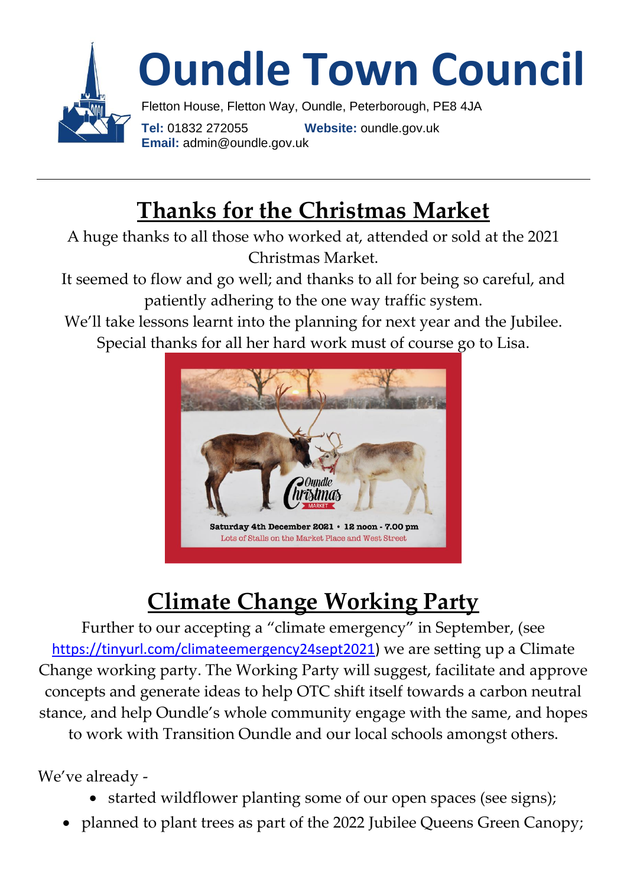# Oundle Town Council

Fletton House, Fletton Way, Oundle, Peterborough, PE8 4JA

**Tel:** 01832 272055 **Website:** oundle.gov.uk
**Email:** admin@oundle.gov.uk

---

## Thanks for the Christmas Market

A huge thanks to all those who worked at, attended or sold at the 2021 Christmas Market.

It seemed to flow and go well; and thanks to all for being so careful, and patiently adhering to the one way traffic system.

We'll take lessons learnt into the planning for next year and the Jubilee.

Special thanks for all her hard work must of course go to Lisa.

Oundle Christmas MARKET

Saturday 4th December 2021 • 12 noon - 7.00 pm

Lots of Stalls on the Market Place and West Street

## Climate Change Working Party

Further to our accepting a "climate emergency" in September, (see https://tinyurl.com/climateemergency24sept2021) we are setting up a Climate Change working party. The Working Party will suggest, facilitate and approve concepts and generate ideas to help OTC shift itself towards a carbon neutral stance, and help Oundle's whole community engage with the same, and hopes to work with Transition Oundle and our local schools amongst others.

We've already -

- started wildflower planting some of our open spaces (see signs);
- planned to plant trees as part of the 2022 Jubilee Queens Green Canopy;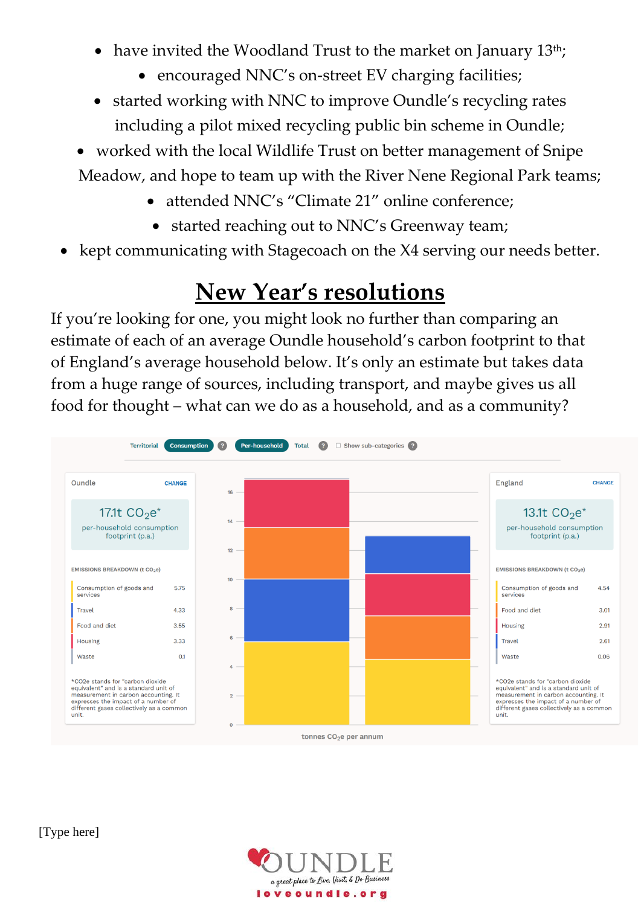- have invited the Woodland Trust to the market on January 13th;
- encouraged NNC's on-street EV charging facilities;
- started working with NNC to improve Oundle's recycling rates including a pilot mixed recycling public bin scheme in Oundle;
- worked with the local Wildlife Trust on better management of Snipe Meadow, and hope to team up with the River Nene Regional Park teams;
- attended NNC's "Climate 21" online conference;
- started reaching out to NNC's Greenway team;
- kept communicating with Stagecoach on the X4 serving our needs better.

## New Year's resolutions

If you're looking for one, you might look no further than comparing an estimate of each of an average Oundle household's carbon footprint to that of England's average household below. It's only an estimate but takes data from a huge range of sources, including transport, and maybe gives us all food for thought – what can we do as a household, and as a community?

Territorial | Consumption | Per-household | Total | Show sub-categories

**Oundle** — 17.1t $CO_2e$* per-household consumption footprint (p.a.)

EMISSIONS BREAKDOWN (t $CO_2e$)

| Category | t $CO_2e$ |
| --- | --- |
| Consumption of goods and services | 5.75 |
| Travel | 4.33 |
| Food and diet | 3.55 |
| Housing | 3.33 |
| Waste | 0.1 |

*CO2e stands for "carbon dioxide equivalent" and is a standard unit of measurement in carbon accounting. It expresses the impact of a number of different gases collectively as a common unit.

**England** — 13.1t $CO_2e$* per-household consumption footprint (p.a.)

EMISSIONS BREAKDOWN (t $CO_2e$)

| Category | t $CO_2e$ |
| --- | --- |
| Consumption of goods and services | 4.54 |
| Food and diet | 3.01 |
| Housing | 2.91 |
| Travel | 2.61 |
| Waste | 0.06 |

*CO2e stands for "carbon dioxide equivalent" and is a standard unit of measurement in carbon accounting. It expresses the impact of a number of different gases collectively as a common unit.

tonnes $CO_2e$ per annum

[Type here]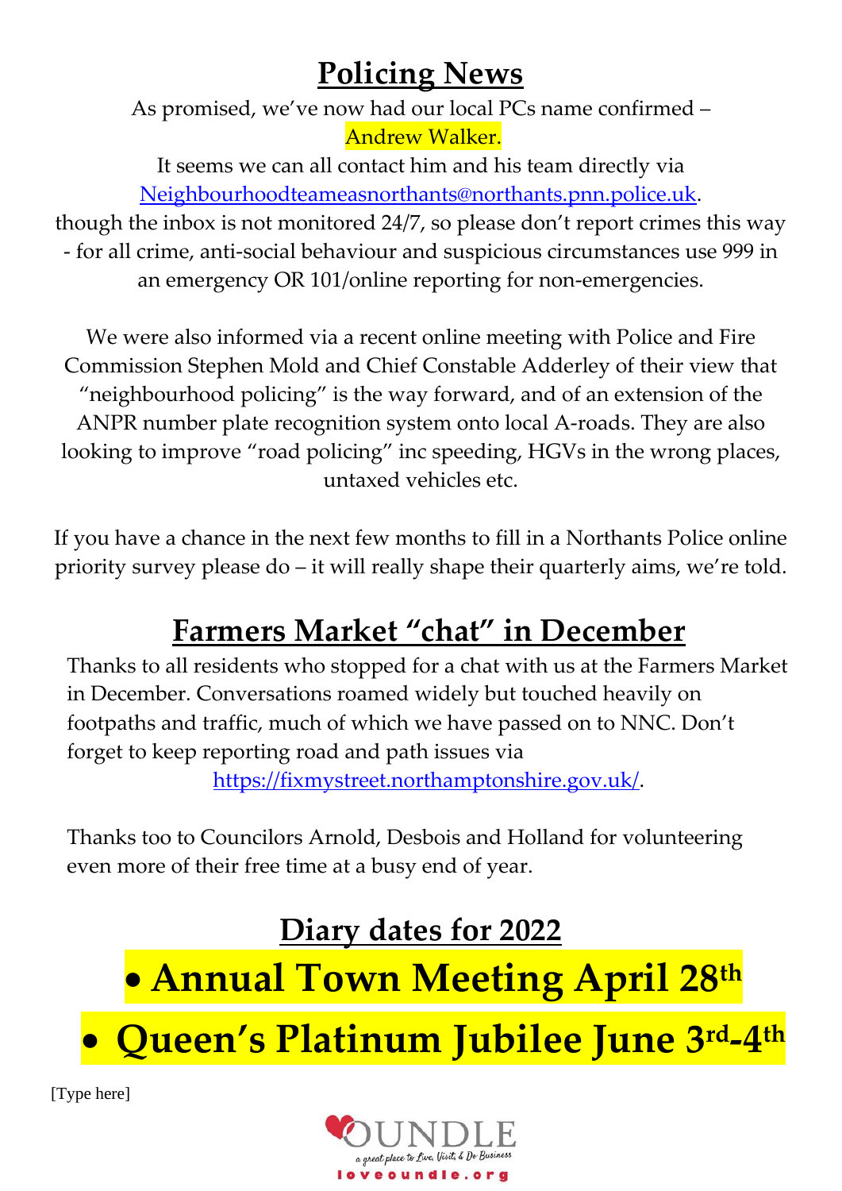# Policing News

As promised, we've now had our local PCs name confirmed – Andrew Walker.

It seems we can all contact him and his team directly via [Neighbourhoodteameasnorthants@northants.pnn.police.uk](mailto:Neighbourhoodteameasnorthants@northants.pnn.police.uk). though the inbox is not monitored 24/7, so please don't report crimes this way - for all crime, anti-social behaviour and suspicious circumstances use 999 in an emergency OR 101/online reporting for non-emergencies.

We were also informed via a recent online meeting with Police and Fire Commission Stephen Mold and Chief Constable Adderley of their view that "neighbourhood policing" is the way forward, and of an extension of the ANPR number plate recognition system onto local A-roads. They are also looking to improve "road policing" inc speeding, HGVs in the wrong places, untaxed vehicles etc.

If you have a chance in the next few months to fill in a Northants Police online priority survey please do – it will really shape their quarterly aims, we're told.

# Farmers Market "chat" in December

Thanks to all residents who stopped for a chat with us at the Farmers Market in December. Conversations roamed widely but touched heavily on footpaths and traffic, much of which we have passed on to NNC. Don't forget to keep reporting road and path issues via https://fixmystreet.northamptonshire.gov.uk/.

Thanks too to Councilors Arnold, Desbois and Holland for volunteering even more of their free time at a busy end of year.

# Diary dates for 2022

- **Annual Town Meeting April 28th**
- **Queen's Platinum Jubilee June 3rd-4th**

[Type here]